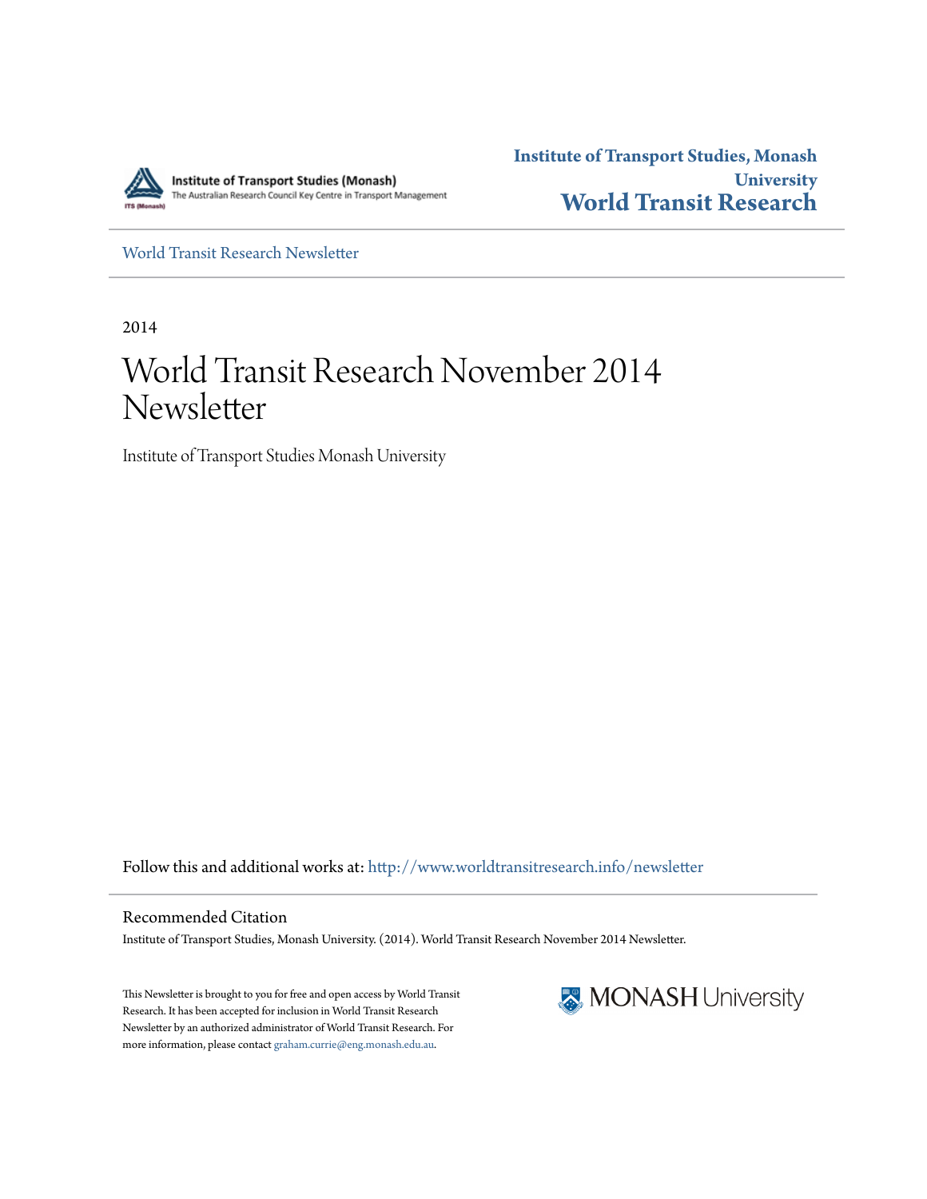Institute of Transport Studies (Monash)
The Australian Research Council Key Centre in Transport Management

**Institute of Transport Studies, Monash University**
**World Transit Research**

World Transit Research Newsletter

2014

# World Transit Research November 2014 Newsletter

Institute of Transport Studies Monash University

Follow this and additional works at: http://www.worldtransitresearch.info/newsletter

## Recommended Citation

Institute of Transport Studies, Monash University. (2014). World Transit Research November 2014 Newsletter.

This Newsletter is brought to you for free and open access by World Transit Research. It has been accepted for inclusion in World Transit Research Newsletter by an authorized administrator of World Transit Research. For more information, please contact graham.currie@eng.monash.edu.au.

MONASH University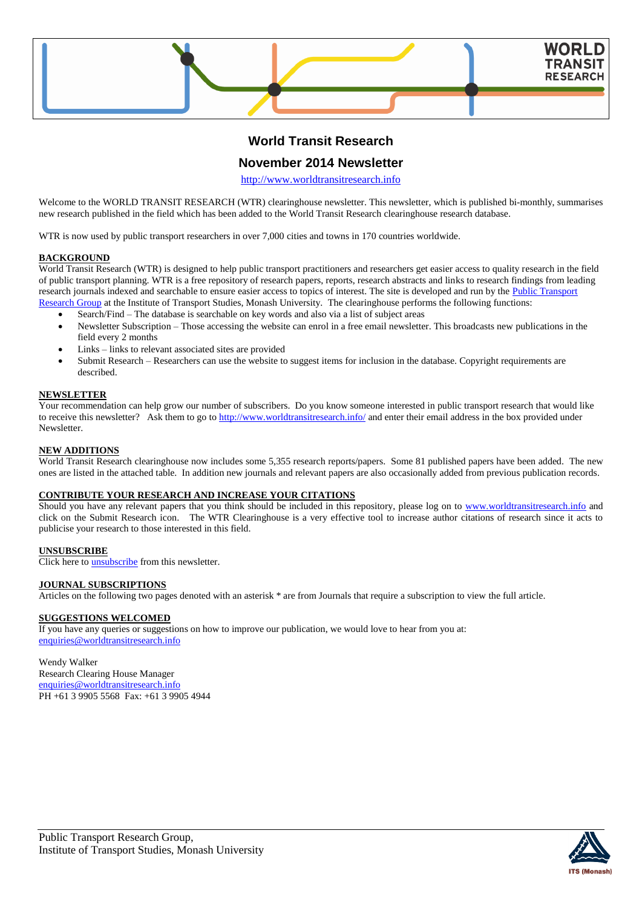# World Transit Research

## November 2014 Newsletter

[http://www.worldtransitresearch.info](http://www.worldtransitresearch.info)

Welcome to the WORLD TRANSIT RESEARCH (WTR) clearinghouse newsletter. This newsletter, which is published bi-monthly, summarises new research published in the field which has been added to the World Transit Research clearinghouse research database.

WTR is now used by public transport researchers in over 7,000 cities and towns in 170 countries worldwide.

### BACKGROUND

World Transit Research (WTR) is designed to help public transport practitioners and researchers get easier access to quality research in the field of public transport planning. WTR is a free repository of research papers, reports, research abstracts and links to research findings from leading research journals indexed and searchable to ensure easier access to topics of interest. The site is developed and run by the Public Transport Research Group at the Institute of Transport Studies, Monash University. The clearinghouse performs the following functions:

- Search/Find – The database is searchable on key words and also via a list of subject areas
- Newsletter Subscription – Those accessing the website can enrol in a free email newsletter. This broadcasts new publications in the field every 2 months
- Links – links to relevant associated sites are provided
- Submit Research – Researchers can use the website to suggest items for inclusion in the database. Copyright requirements are described.

### NEWSLETTER

Your recommendation can help grow our number of subscribers. Do you know someone interested in public transport research that would like to receive this newsletter? Ask them to go to [http://www.worldtransitresearch.info/](http://www.worldtransitresearch.info/) and enter their email address in the box provided under Newsletter.

### NEW ADDITIONS

World Transit Research clearinghouse now includes some 5,355 research reports/papers. Some 81 published papers have been added. The new ones are listed in the attached table. In addition new journals and relevant papers are also occasionally added from previous publication records.

### CONTRIBUTE YOUR RESEARCH AND INCREASE YOUR CITATIONS

Should you have any relevant papers that you think should be included in this repository, please log on to [www.worldtransitresearch.info](http://www.worldtransitresearch.info) and click on the Submit Research icon. The WTR Clearinghouse is a very effective tool to increase author citations of research since it acts to publicise your research to those interested in this field.

### UNSUBSCRIBE

Click here to unsubscribe from this newsletter.

### JOURNAL SUBSCRIPTIONS

Articles on the following two pages denoted with an asterisk * are from Journals that require a subscription to view the full article.

### SUGGESTIONS WELCOMED

If you have any queries or suggestions on how to improve our publication, we would love to hear from you at:
enquiries@worldtransitresearch.info

Wendy Walker
Research Clearing House Manager
enquiries@worldtransitresearch.info
PH +61 3 9905 5568 Fax: +61 3 9905 4944

Public Transport Research Group,
Institute of Transport Studies, Monash University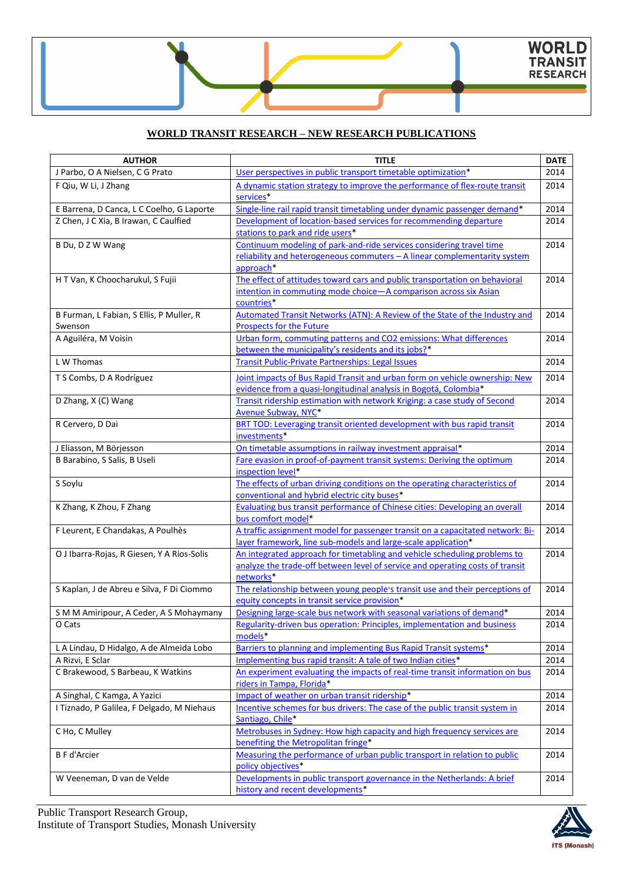## WORLD TRANSIT RESEARCH – NEW RESEARCH PUBLICATIONS

| AUTHOR | TITLE | DATE |
|---|---|---|
| J Parbo, O A Nielsen, C G Prato | User perspectives in public transport timetable optimization* | 2014 |
| F Qiu, W Li, J Zhang | A dynamic station strategy to improve the performance of flex-route transit services* | 2014 |
| E Barrena, D Canca, L C Coelho, G Laporte | Single-line rail rapid transit timetabling under dynamic passenger demand* | 2014 |
| Z Chen, J C Xia, B Irawan, C Caulfied | Development of location-based services for recommending departure stations to park and ride users* | 2014 |
| B Du, D Z W Wang | Continuum modeling of park-and-ride services considering travel time reliability and heterogeneous commuters – A linear complementarity system approach* | 2014 |
| H T Van, K Choocharukul, S Fujii | The effect of attitudes toward cars and public transportation on behavioral intention in commuting mode choice—A comparison across six Asian countries* | 2014 |
| B Furman, L Fabian, S Ellis, P Muller, R Swenson | Automated Transit Networks (ATN): A Review of the State of the Industry and Prospects for the Future | 2014 |
| A Aguiléra, M Voisin | Urban form, commuting patterns and CO2 emissions: What differences between the municipality's residents and its jobs?* | 2014 |
| L W Thomas | Transit Public-Private Partnerships: Legal Issues | 2014 |
| T S Combs, D A Rodríguez | Joint impacts of Bus Rapid Transit and urban form on vehicle ownership: New evidence from a quasi-longitudinal analysis in Bogotá, Colombia* | 2014 |
| D Zhang, X (C) Wang | Transit ridership estimation with network Kriging: a case study of Second Avenue Subway, NYC* | 2014 |
| R Cervero, D Dai | BRT TOD: Leveraging transit oriented development with bus rapid transit investments* | 2014 |
| J Eliasson, M Börjesson | On timetable assumptions in railway investment appraisal* | 2014 |
| B Barabino, S Salis, B Useli | Fare evasion in proof-of-payment transit systems: Deriving the optimum inspection level* | 2014 |
| S Soylu | The effects of urban driving conditions on the operating characteristics of conventional and hybrid electric city buses* | 2014 |
| K Zhang, K Zhou, F Zhang | Evaluating bus transit performance of Chinese cities: Developing an overall bus comfort model* | 2014 |
| F Leurent, E Chandakas, A Poulhès | A traffic assignment model for passenger transit on a capacitated network: Bi-layer framework, line sub-models and large-scale application* | 2014 |
| O J Ibarra-Rojas, R Giesen, Y A Rios-Solis | An integrated approach for timetabling and vehicle scheduling problems to analyze the trade-off between level of service and operating costs of transit networks* | 2014 |
| S Kaplan, J de Abreu e Silva, F Di Ciommo | The relationship between young people's transit use and their perceptions of equity concepts in transit service provision* | 2014 |
| S M M Amiripour, A Ceder, A S Mohaymany | Designing large-scale bus network with seasonal variations of demand* | 2014 |
| O Cats | Regularity-driven bus operation: Principles, implementation and business models* | 2014 |
| L A Lindau, D Hidalgo, A de Almeida Lobo | Barriers to planning and implementing Bus Rapid Transit systems* | 2014 |
| A Rizvi, E Sclar | Implementing bus rapid transit: A tale of two Indian cities* | 2014 |
| C Brakewood, S Barbeau, K Watkins | An experiment evaluating the impacts of real-time transit information on bus riders in Tampa, Florida* | 2014 |
| A Singhal, C Kamga, A Yazici | Impact of weather on urban transit ridership* | 2014 |
| I Tiznado, P Galilea, F Delgado, M Niehaus | Incentive schemes for bus drivers: The case of the public transit system in Santiago, Chile* | 2014 |
| C Ho, C Mulley | Metrobuses in Sydney: How high capacity and high frequency services are benefiting the Metropolitan fringe* | 2014 |
| B F d'Arcier | Measuring the performance of urban public transport in relation to public policy objectives* | 2014 |
| W Veeneman, D van de Velde | Developments in public transport governance in the Netherlands: A brief history and recent developments* | 2014 |

Public Transport Research Group,
Institute of Transport Studies, Monash University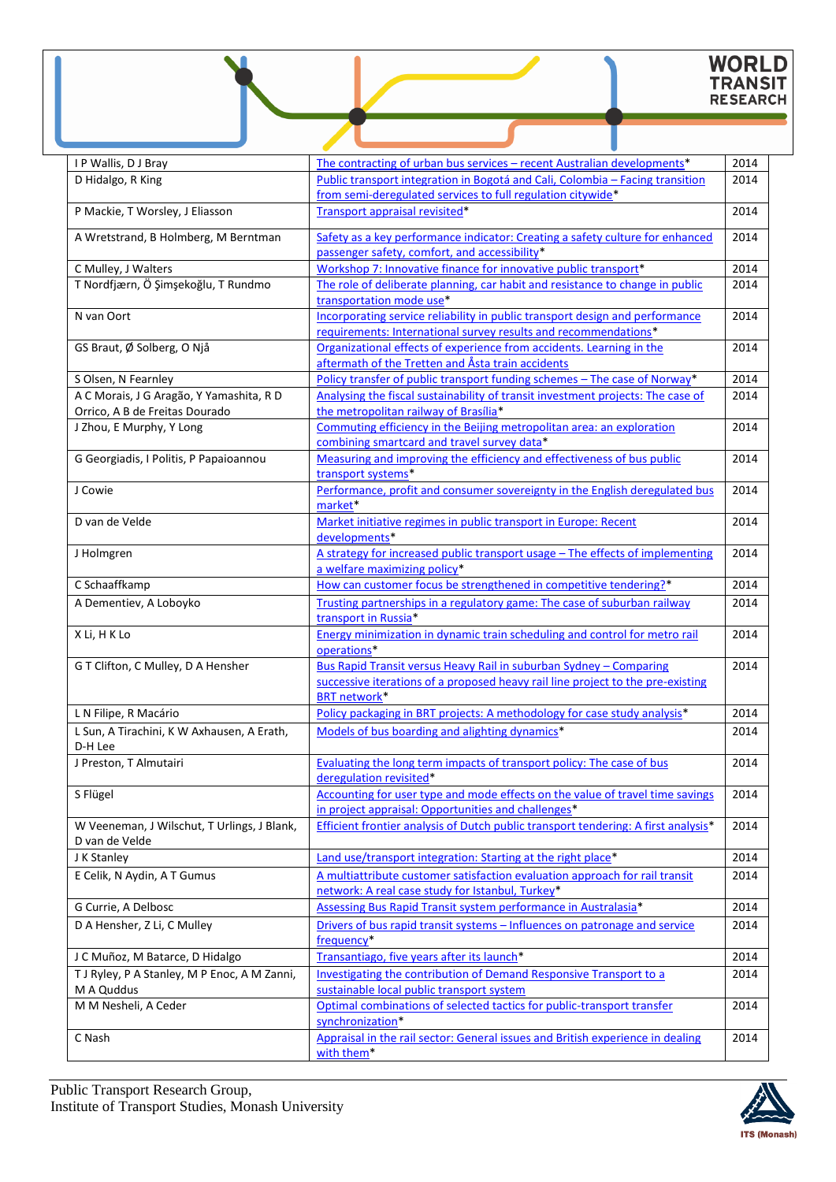| | | |
|---|---|---|
| I P Wallis, D J Bray | The contracting of urban bus services – recent Australian developments* | 2014 |
| D Hidalgo, R King | Public transport integration in Bogotá and Cali, Colombia – Facing transition from semi-deregulated services to full regulation citywide* | 2014 |
| P Mackie, T Worsley, J Eliasson | Transport appraisal revisited* | 2014 |
| A Wretstrand, B Holmberg, M Berntman | Safety as a key performance indicator: Creating a safety culture for enhanced passenger safety, comfort, and accessibility* | 2014 |
| C Mulley, J Walters | Workshop 7: Innovative finance for innovative public transport* | 2014 |
| T Nordfjærn, Ö Şimşekoğlu, T Rundmo | The role of deliberate planning, car habit and resistance to change in public transportation mode use* | 2014 |
| N van Oort | Incorporating service reliability in public transport design and performance requirements: International survey results and recommendations* | 2014 |
| GS Braut, Ø Solberg, O Njå | Organizational effects of experience from accidents. Learning in the aftermath of the Tretten and Åsta train accidents | 2014 |
| S Olsen, N Fearnley | Policy transfer of public transport funding schemes – The case of Norway* | 2014 |
| A C Morais, J G Aragão, Y Yamashita, R D Orrico, A B de Freitas Dourado | Analysing the fiscal sustainability of transit investment projects: The case of the metropolitan railway of Brasília* | 2014 |
| J Zhou, E Murphy, Y Long | Commuting efficiency in the Beijing metropolitan area: an exploration combining smartcard and travel survey data* | 2014 |
| G Georgiadis, I Politis, P Papaioannou | Measuring and improving the efficiency and effectiveness of bus public transport systems* | 2014 |
| J Cowie | Performance, profit and consumer sovereignty in the English deregulated bus market* | 2014 |
| D van de Velde | Market initiative regimes in public transport in Europe: Recent developments* | 2014 |
| J Holmgren | A strategy for increased public transport usage – The effects of implementing a welfare maximizing policy* | 2014 |
| C Schaaffkamp | How can customer focus be strengthened in competitive tendering?* | 2014 |
| A Dementiev, A Loboyko | Trusting partnerships in a regulatory game: The case of suburban railway transport in Russia* | 2014 |
| X Li, H K Lo | Energy minimization in dynamic train scheduling and control for metro rail operations* | 2014 |
| G T Clifton, C Mulley, D A Hensher | Bus Rapid Transit versus Heavy Rail in suburban Sydney – Comparing successive iterations of a proposed heavy rail line project to the pre-existing BRT network* | 2014 |
| L N Filipe, R Macário | Policy packaging in BRT projects: A methodology for case study analysis* | 2014 |
| L Sun, A Tirachini, K W Axhausen, A Erath, D-H Lee | Models of bus boarding and alighting dynamics* | 2014 |
| J Preston, T Almutairi | Evaluating the long term impacts of transport policy: The case of bus deregulation revisited* | 2014 |
| S Flügel | Accounting for user type and mode effects on the value of travel time savings in project appraisal: Opportunities and challenges* | 2014 |
| W Veeneman, J Wilschut, T Urlings, J Blank, D van de Velde | Efficient frontier analysis of Dutch public transport tendering: A first analysis* | 2014 |
| J K Stanley | Land use/transport integration: Starting at the right place* | 2014 |
| E Celik, N Aydin, A T Gumus | A multiattribute customer satisfaction evaluation approach for rail transit network: A real case study for Istanbul, Turkey* | 2014 |
| G Currie, A Delbosc | Assessing Bus Rapid Transit system performance in Australasia* | 2014 |
| D A Hensher, Z Li, C Mulley | Drivers of bus rapid transit systems – Influences on patronage and service frequency* | 2014 |
| J C Muñoz, M Batarce, D Hidalgo | Transantiago, five years after its launch* | 2014 |
| T J Ryley, P A Stanley, M P Enoc, A M Zanni, M A Quddus | Investigating the contribution of Demand Responsive Transport to a sustainable local public transport system | 2014 |
| M M Nesheli, A Ceder | Optimal combinations of selected tactics for public-transport transfer synchronization* | 2014 |
| C Nash | Appraisal in the rail sector: General issues and British experience in dealing with them* | 2014 |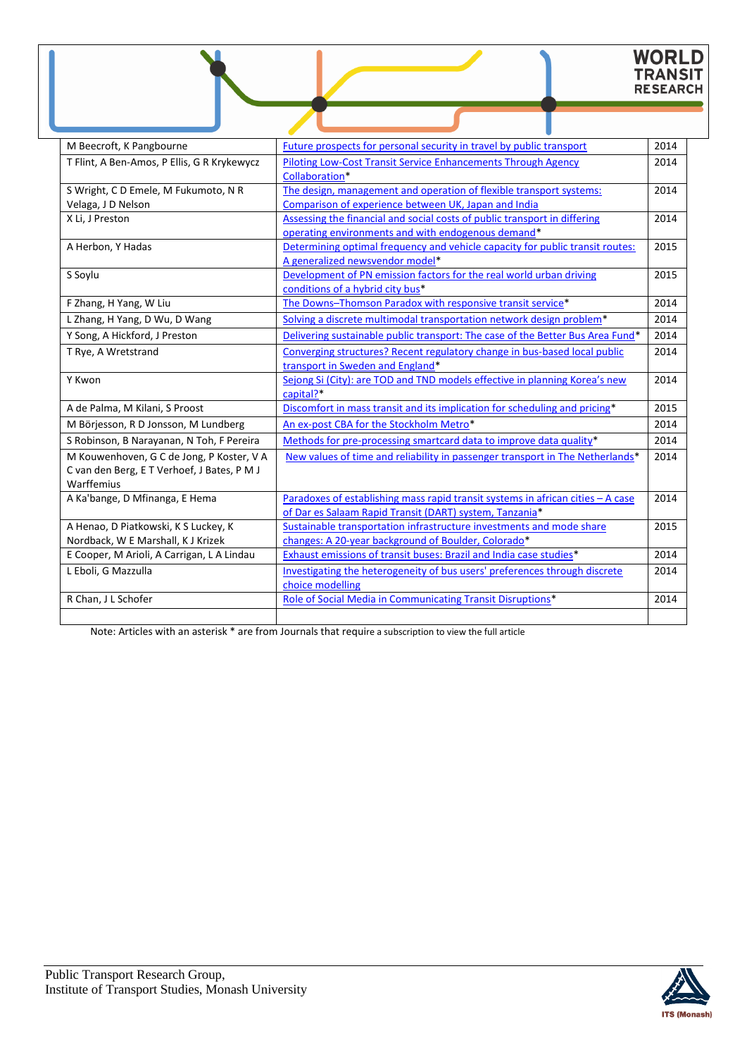| | | |
|---|---|---|
| M Beecroft, K Pangbourne | Future prospects for personal security in travel by public transport | 2014 |
| T Flint, A Ben-Amos, P Ellis, G R Krykewycz | Piloting Low-Cost Transit Service Enhancements Through Agency Collaboration* | 2014 |
| S Wright, C D Emele, M Fukumoto, N R Velaga, J D Nelson | The design, management and operation of flexible transport systems: Comparison of experience between UK, Japan and India | 2014 |
| X Li, J Preston | Assessing the financial and social costs of public transport in differing operating environments and with endogenous demand* | 2014 |
| A Herbon, Y Hadas | Determining optimal frequency and vehicle capacity for public transit routes: A generalized newsvendor model* | 2015 |
| S Soylu | Development of PN emission factors for the real world urban driving conditions of a hybrid city bus* | 2015 |
| F Zhang, H Yang, W Liu | The Downs–Thomson Paradox with responsive transit service* | 2014 |
| L Zhang, H Yang, D Wu, D Wang | Solving a discrete multimodal transportation network design problem* | 2014 |
| Y Song, A Hickford, J Preston | Delivering sustainable public transport: The case of the Better Bus Area Fund* | 2014 |
| T Rye, A Wretstrand | Converging structures? Recent regulatory change in bus-based local public transport in Sweden and England* | 2014 |
| Y Kwon | Sejong Si (City): are TOD and TND models effective in planning Korea's new capital?* | 2014 |
| A de Palma, M Kilani, S Proost | Discomfort in mass transit and its implication for scheduling and pricing* | 2015 |
| M Börjesson, R D Jonsson, M Lundberg | An ex-post CBA for the Stockholm Metro* | 2014 |
| S Robinson, B Narayanan, N Toh, F Pereira | Methods for pre-processing smartcard data to improve data quality* | 2014 |
| M Kouwenhoven, G C de Jong, P Koster, V A C van den Berg, E T Verhoef, J Bates, P M J Warffemius | New values of time and reliability in passenger transport in The Netherlands* | 2014 |
| A Ka'bange, D Mfinanga, E Hema | Paradoxes of establishing mass rapid transit systems in african cities – A case of Dar es Salaam Rapid Transit (DART) system, Tanzania* | 2014 |
| A Henao, D Piatkowski, K S Luckey, K Nordback, W E Marshall, K J Krizek | Sustainable transportation infrastructure investments and mode share changes: A 20-year background of Boulder, Colorado* | 2015 |
| E Cooper, M Arioli, A Carrigan, L A Lindau | Exhaust emissions of transit buses: Brazil and India case studies* | 2014 |
| L Eboli, G Mazzulla | Investigating the heterogeneity of bus users' preferences through discrete choice modelling | 2014 |
| R Chan, J L Schofer | Role of Social Media in Communicating Transit Disruptions* | 2014 |
| | | |

Note: Articles with an asterisk * are from Journals that require a subscription to view the full article